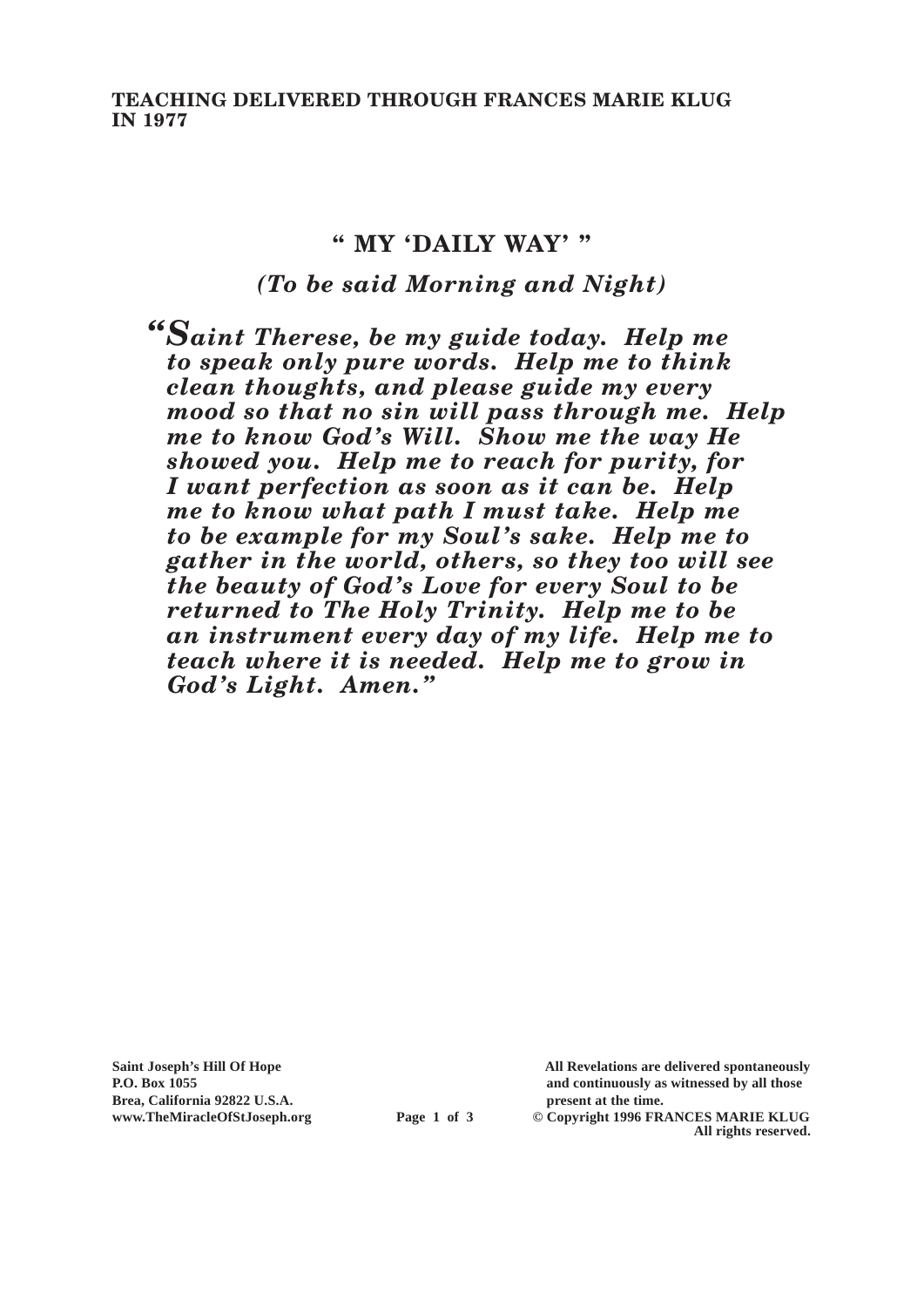**TEACHING DELIVERED THROUGH FRANCES MARIE KLUG IN 1977**

## " MY 'DAILY WAY' "

### *(To be said Morning and Night)*

***"Saint Therese, be my guide today. Help me to speak only pure words. Help me to think clean thoughts, and please guide my every mood so that no sin will pass through me. Help me to know God's Will. Show me the way He showed you. Help me to reach for purity, for I want perfection as soon as it can be. Help me to know what path I must take. Help me to be example for my Soul's sake. Help me to gather in the world, others, so they too will see the beauty of God's Love for every Soul to be returned to The Holy Trinity. Help me to be an instrument every day of my life. Help me to teach where it is needed. Help me to grow in God's Light. Amen."***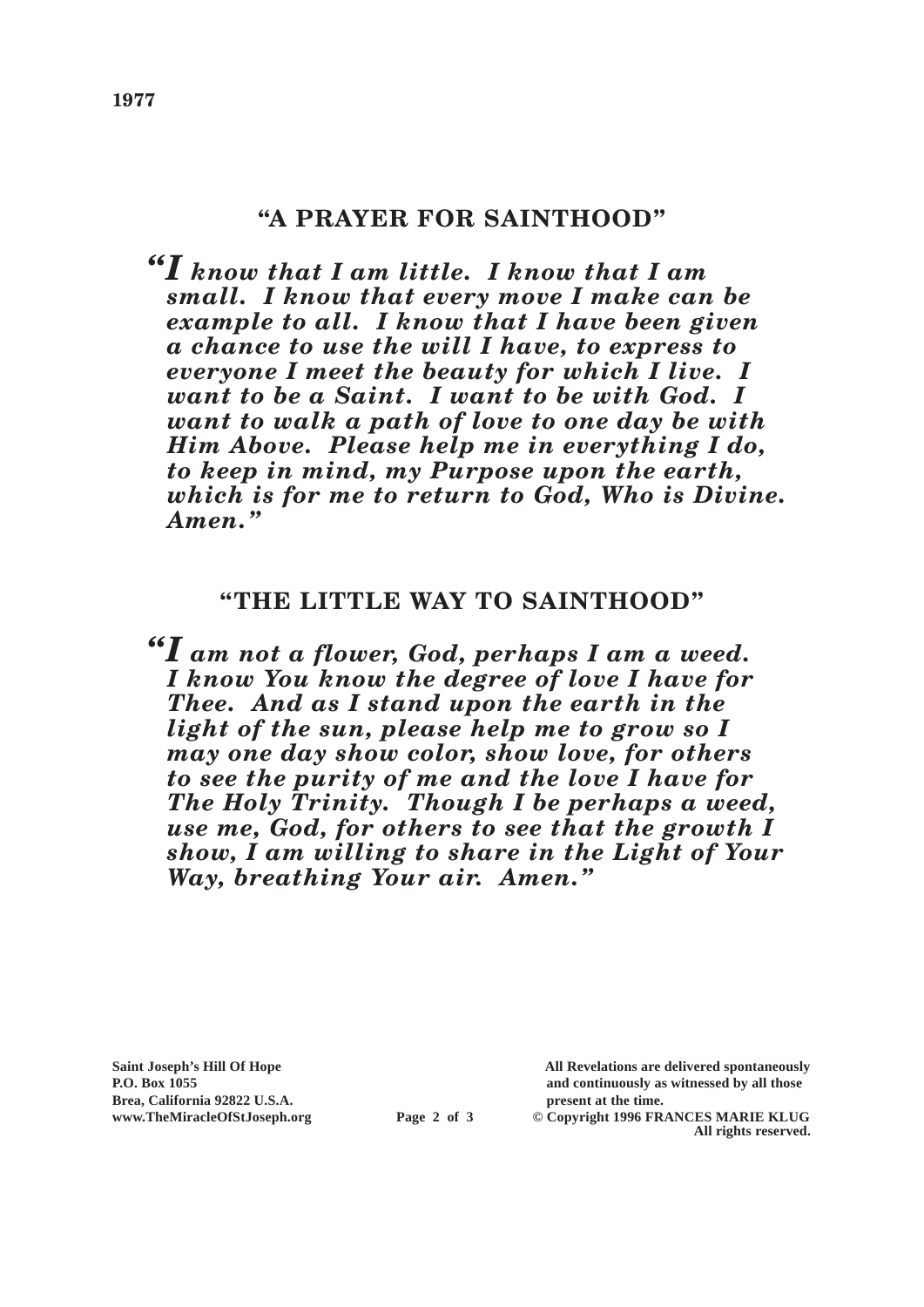**1977**

## "A PRAYER FOR SAINTHOOD"

***"I know that I am little. I know that I am small. I know that every move I make can be example to all. I know that I have been given a chance to use the will I have, to express to everyone I meet the beauty for which I live. I want to be a Saint. I want to be with God. I want to walk a path of love to one day be with Him Above. Please help me in everything I do, to keep in mind, my Purpose upon the earth, which is for me to return to God, Who is Divine. Amen."***

## "THE LITTLE WAY TO SAINTHOOD"

***"I am not a flower, God, perhaps I am a weed. I know You know the degree of love I have for Thee. And as I stand upon the earth in the light of the sun, please help me to grow so I may one day show color, show love, for others to see the purity of me and the love I have for The Holy Trinity. Though I be perhaps a weed, use me, God, for others to see that the growth I show, I am willing to share in the Light of Your Way, breathing Your air. Amen."***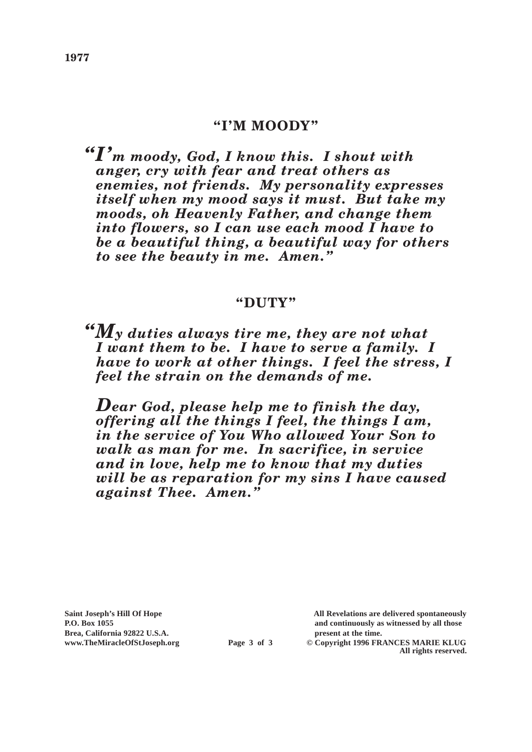**1977**

## "I'M MOODY"

*"I'm moody, God, I know this. I shout with anger, cry with fear and treat others as enemies, not friends. My personality expresses itself when my mood says it must. But take my moods, oh Heavenly Father, and change them into flowers, so I can use each mood I have to be a beautiful thing, a beautiful way for others to see the beauty in me. Amen."*

## "DUTY"

*"My duties always tire me, they are not what I want them to be. I have to serve a family. I have to work at other things. I feel the stress, I feel the strain on the demands of me.*

*Dear God, please help me to finish the day, offering all the things I feel, the things I am, in the service of You Who allowed Your Son to walk as man for me. In sacrifice, in service and in love, help me to know that my duties will be as reparation for my sins I have caused against Thee. Amen."*

**Saint Joseph's Hill Of Hope**
**P.O. Box 1055**
**Brea, California 92822 U.S.A.**
**www.TheMiracleOfStJoseph.org**

**All Revelations are delivered spontaneously and continuously as witnessed by all those present at the time.**
**© Copyright 1996 FRANCES MARIE KLUG**
**All rights reserved.**